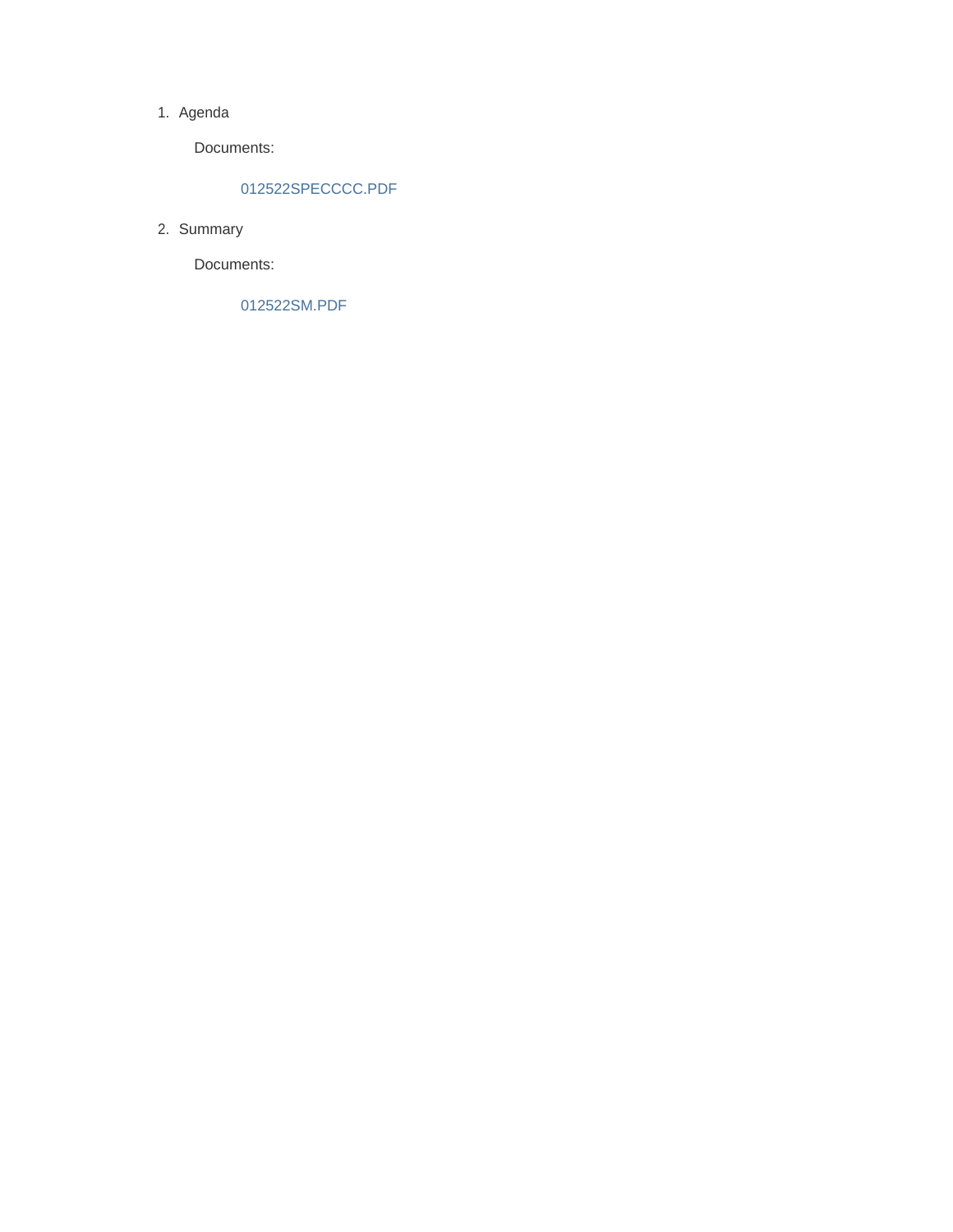1. Agenda

   Documents:

   012522SPECCCC.PDF

2. Summary

   Documents:

   012522SM.PDF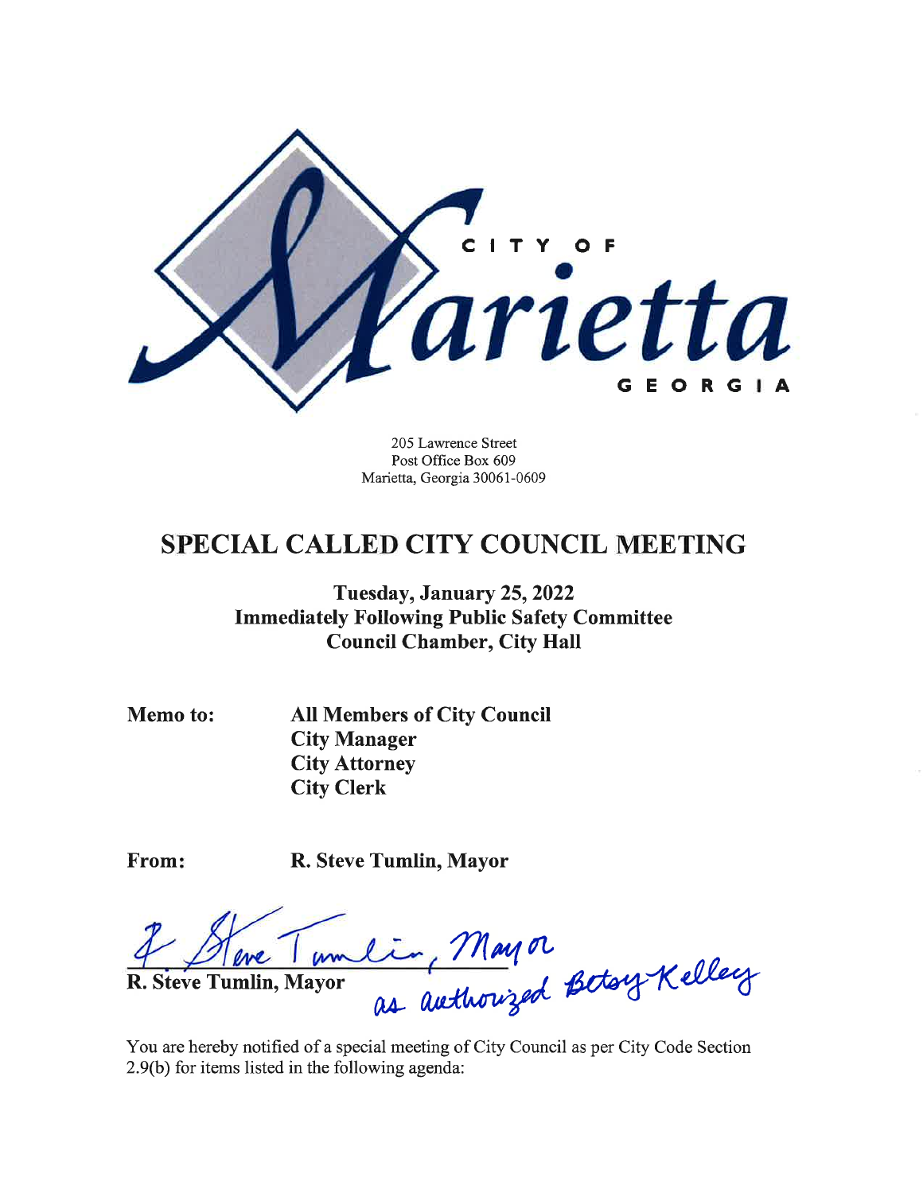CITY OF

Marietta

GEORGIA

205 Lawrence Street
Post Office Box 609
Marietta, Georgia 30061-0609

# SPECIAL CALLED CITY COUNCIL MEETING

**Tuesday, January 25, 2022**
**Immediately Following Public Safety Committee**
**Council Chamber, City Hall**

**Memo to:** **All Members of City Council**
**City Manager**
**City Attorney**
**City Clerk**

**From:** **R. Steve Tumlin, Mayor**

R. Steve Tumlin, Mayor
as authorized Betsy Kelley

**R. Steve Tumlin, Mayor**

You are hereby notified of a special meeting of City Council as per City Code Section 2.9(b) for items listed in the following agenda: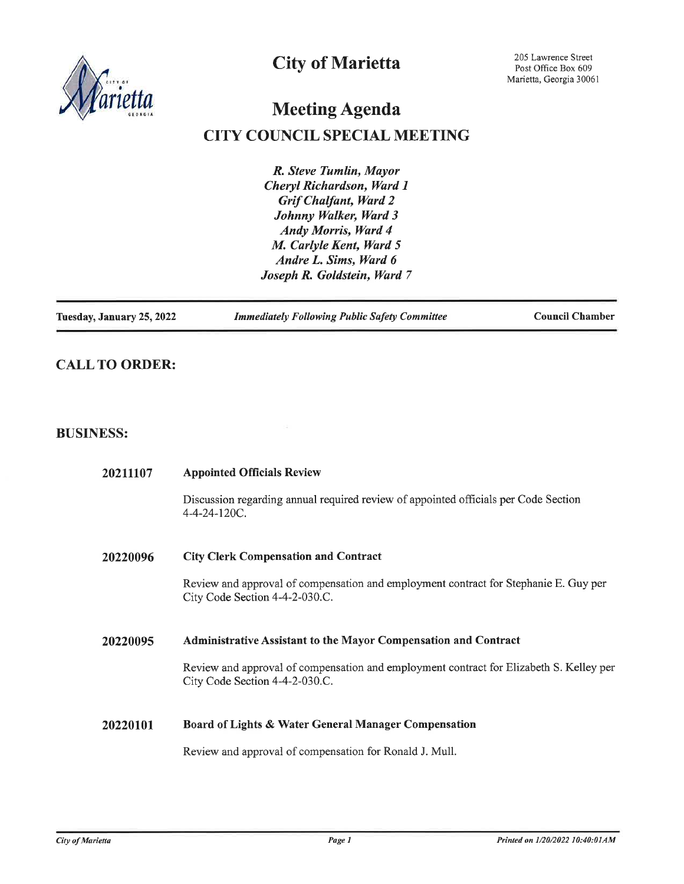# City of Marietta

205 Lawrence Street
Post Office Box 609
Marietta, Georgia 30061

## Meeting Agenda

## CITY COUNCIL SPECIAL MEETING

*R. Steve Tumlin, Mayor*
*Cheryl Richardson, Ward 1*
*Grif Chalfant, Ward 2*
*Johnny Walker, Ward 3*
*Andy Morris, Ward 4*
*M. Carlyle Kent, Ward 5*
*Andre L. Sims, Ward 6*
*Joseph R. Goldstein, Ward 7*

**Tuesday, January 25, 2022** | ***Immediately Following Public Safety Committee*** | **Council Chamber**

## CALL TO ORDER:

## BUSINESS:

**20211107** **Appointed Officials Review**

Discussion regarding annual required review of appointed officials per Code Section 4-4-24-120C.

**20220096** **City Clerk Compensation and Contract**

Review and approval of compensation and employment contract for Stephanie E. Guy per City Code Section 4-4-2-030.C.

**20220095** **Administrative Assistant to the Mayor Compensation and Contract**

Review and approval of compensation and employment contract for Elizabeth S. Kelley per City Code Section 4-4-2-030.C.

**20220101** **Board of Lights & Water General Manager Compensation**

Review and approval of compensation for Ronald J. Mull.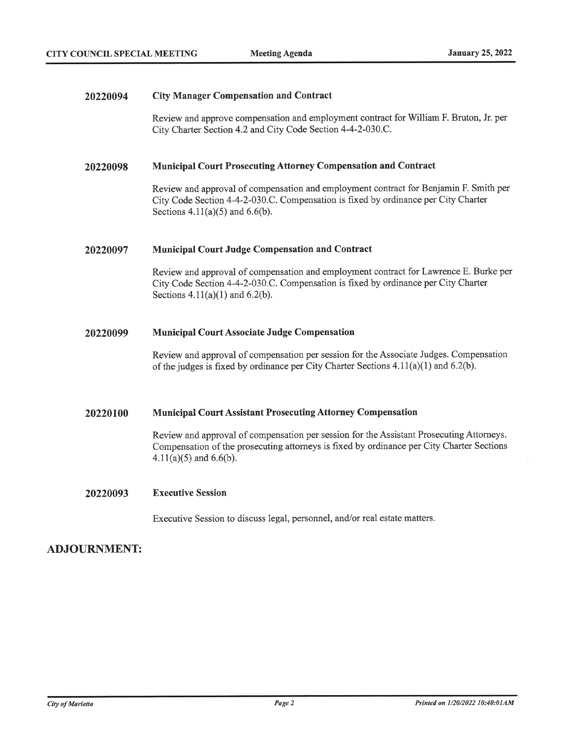**20220094** **City Manager Compensation and Contract**

Review and approve compensation and employment contract for William F. Bruton, Jr. per City Charter Section 4.2 and City Code Section 4-4-2-030.C.

**20220098** **Municipal Court Prosecuting Attorney Compensation and Contract**

Review and approval of compensation and employment contract for Benjamin F. Smith per City Code Section 4-4-2-030.C. Compensation is fixed by ordinance per City Charter Sections 4.11(a)(5) and 6.6(b).

**20220097** **Municipal Court Judge Compensation and Contract**

Review and approval of compensation and employment contract for Lawrence E. Burke per City Code Section 4-4-2-030.C. Compensation is fixed by ordinance per City Charter Sections 4.11(a)(1) and 6.2(b).

**20220099** **Municipal Court Associate Judge Compensation**

Review and approval of compensation per session for the Associate Judges. Compensation of the judges is fixed by ordinance per City Charter Sections 4.11(a)(1) and 6.2(b).

**20220100** **Municipal Court Assistant Prosecuting Attorney Compensation**

Review and approval of compensation per session for the Assistant Prosecuting Attorneys. Compensation of the prosecuting attorneys is fixed by ordinance per City Charter Sections 4.11(a)(5) and 6.6(b).

**20220093** **Executive Session**

Executive Session to discuss legal, personnel, and/or real estate matters.

## ADJOURNMENT: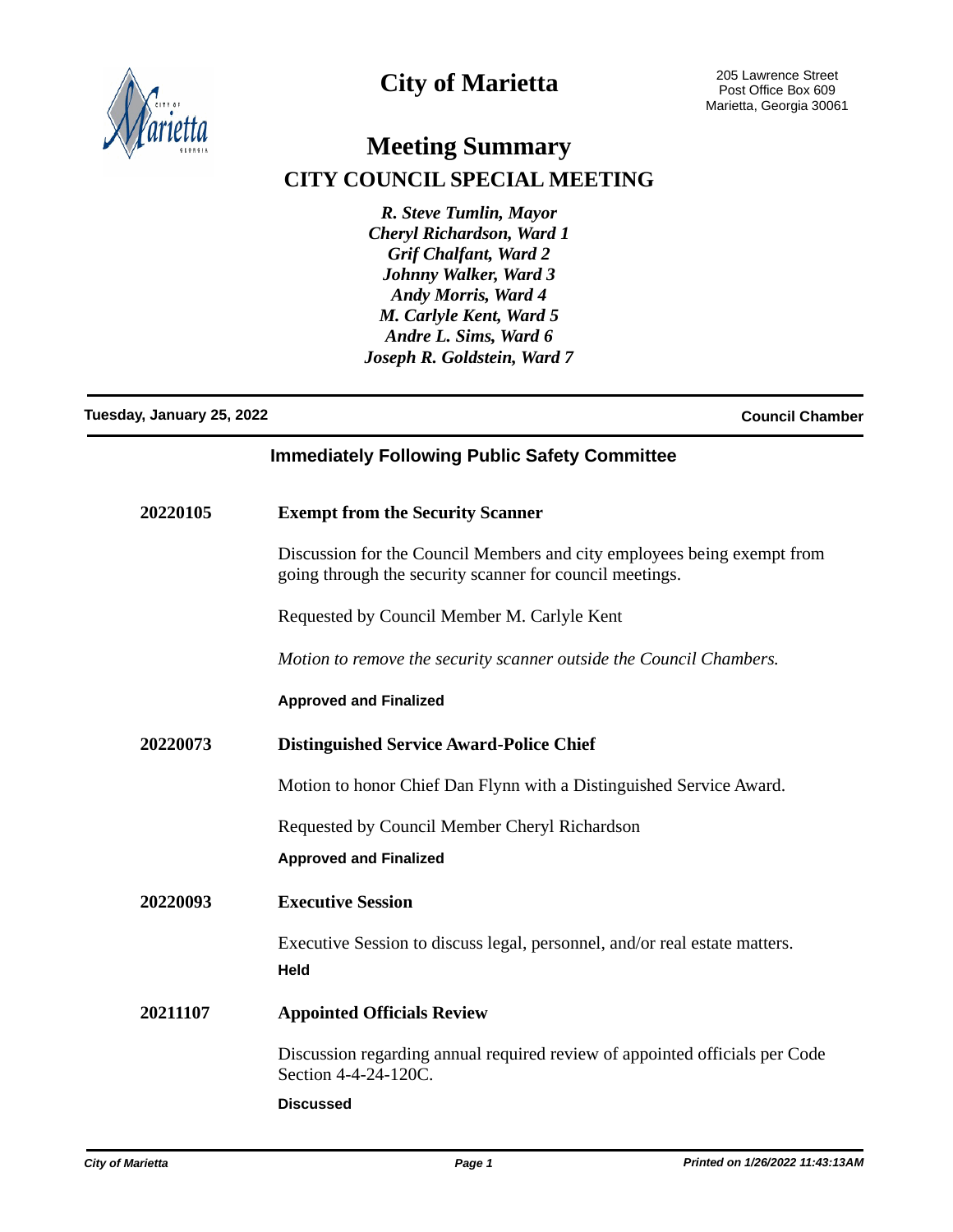# City of Marietta

205 Lawrence Street
Post Office Box 609
Marietta, Georgia 30061

## Meeting Summary

## CITY COUNCIL SPECIAL MEETING

*R. Steve Tumlin, Mayor*
*Cheryl Richardson, Ward 1*
*Grif Chalfant, Ward 2*
*Johnny Walker, Ward 3*
*Andy Morris, Ward 4*
*M. Carlyle Kent, Ward 5*
*Andre L. Sims, Ward 6*
*Joseph R. Goldstein, Ward 7*

**Tuesday, January 25, 2022** **Council Chamber**

### Immediately Following Public Safety Committee

**20220105 Exempt from the Security Scanner**

Discussion for the Council Members and city employees being exempt from going through the security scanner for council meetings.

Requested by Council Member M. Carlyle Kent

*Motion to remove the security scanner outside the Council Chambers.*

**Approved and Finalized**

**20220073 Distinguished Service Award-Police Chief**

Motion to honor Chief Dan Flynn with a Distinguished Service Award.

Requested by Council Member Cheryl Richardson

**Approved and Finalized**

**20220093 Executive Session**

Executive Session to discuss legal, personnel, and/or real estate matters.

**Held**

**20211107 Appointed Officials Review**

Discussion regarding annual required review of appointed officials per Code Section 4-4-24-120C.

**Discussed**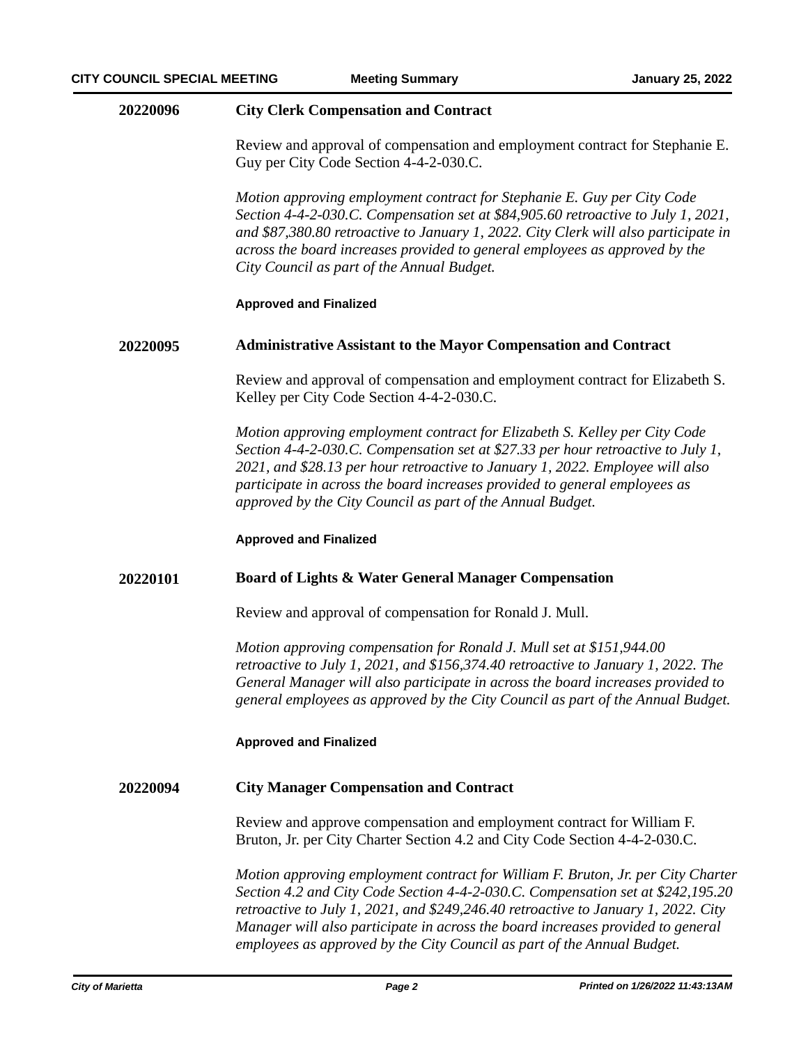**20220096** **City Clerk Compensation and Contract**

Review and approval of compensation and employment contract for Stephanie E. Guy per City Code Section 4-4-2-030.C.

*Motion approving employment contract for Stephanie E. Guy per City Code Section 4-4-2-030.C. Compensation set at $84,905.60 retroactive to July 1, 2021, and $87,380.80 retroactive to January 1, 2022. City Clerk will also participate in across the board increases provided to general employees as approved by the City Council as part of the Annual Budget.*

**Approved and Finalized**

**20220095** **Administrative Assistant to the Mayor Compensation and Contract**

Review and approval of compensation and employment contract for Elizabeth S. Kelley per City Code Section 4-4-2-030.C.

*Motion approving employment contract for Elizabeth S. Kelley per City Code Section 4-4-2-030.C. Compensation set at $27.33 per hour retroactive to July 1, 2021, and $28.13 per hour retroactive to January 1, 2022. Employee will also participate in across the board increases provided to general employees as approved by the City Council as part of the Annual Budget.*

**Approved and Finalized**

**20220101** **Board of Lights & Water General Manager Compensation**

Review and approval of compensation for Ronald J. Mull.

*Motion approving compensation for Ronald J. Mull set at $151,944.00 retroactive to July 1, 2021, and $156,374.40 retroactive to January 1, 2022. The General Manager will also participate in across the board increases provided to general employees as approved by the City Council as part of the Annual Budget.*

**Approved and Finalized**

**20220094** **City Manager Compensation and Contract**

Review and approve compensation and employment contract for William F. Bruton, Jr. per City Charter Section 4.2 and City Code Section 4-4-2-030.C.

*Motion approving employment contract for William F. Bruton, Jr. per City Charter Section 4.2 and City Code Section 4-4-2-030.C. Compensation set at $242,195.20 retroactive to July 1, 2021, and $249,246.40 retroactive to January 1, 2022. City Manager will also participate in across the board increases provided to general employees as approved by the City Council as part of the Annual Budget.*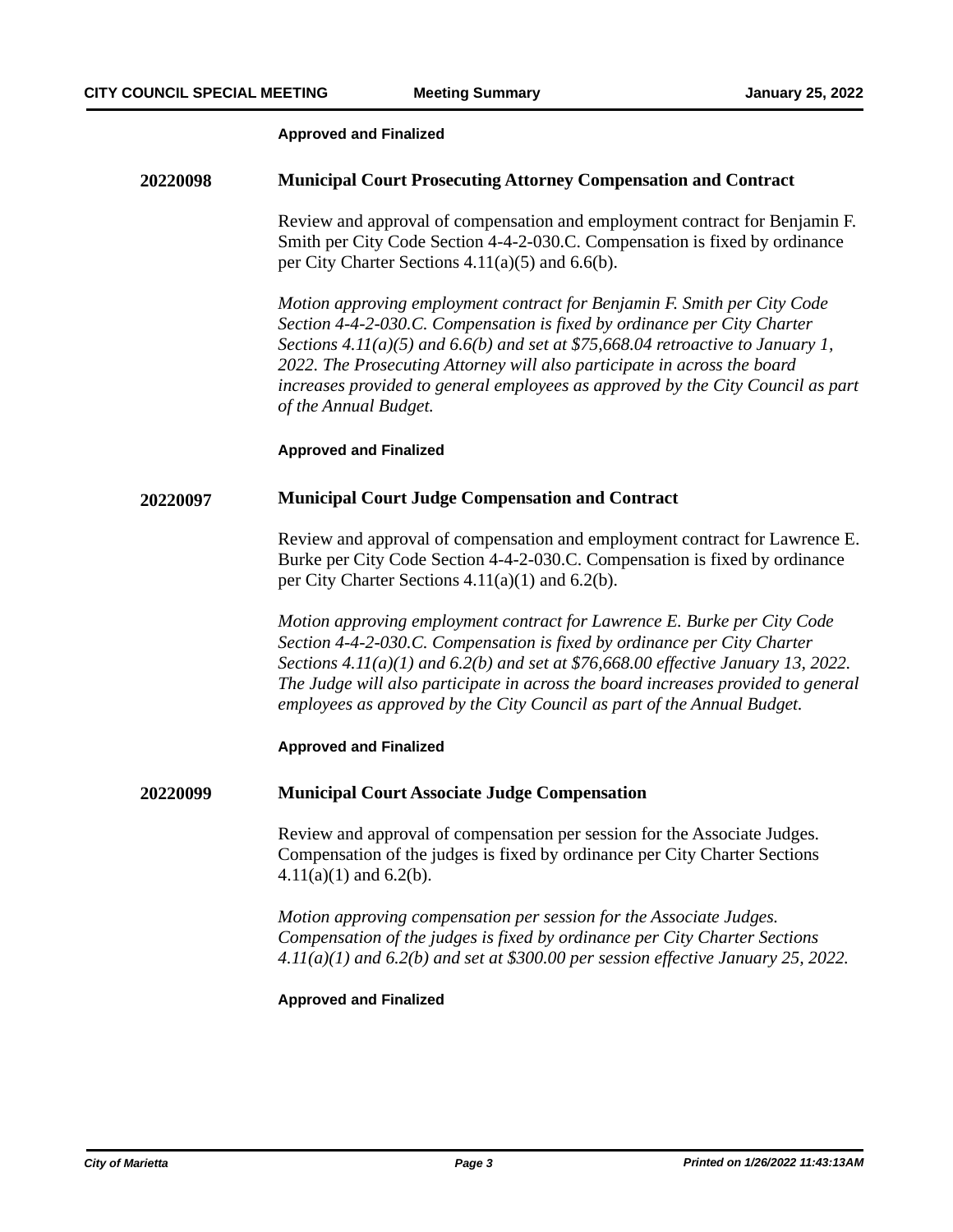**Approved and Finalized**

### 20220098 Municipal Court Prosecuting Attorney Compensation and Contract

Review and approval of compensation and employment contract for Benjamin F. Smith per City Code Section 4-4-2-030.C. Compensation is fixed by ordinance per City Charter Sections 4.11(a)(5) and 6.6(b).

*Motion approving employment contract for Benjamin F. Smith per City Code Section 4-4-2-030.C. Compensation is fixed by ordinance per City Charter Sections 4.11(a)(5) and 6.6(b) and set at $75,668.04 retroactive to January 1, 2022. The Prosecuting Attorney will also participate in across the board increases provided to general employees as approved by the City Council as part of the Annual Budget.*

**Approved and Finalized**

### 20220097 Municipal Court Judge Compensation and Contract

Review and approval of compensation and employment contract for Lawrence E. Burke per City Code Section 4-4-2-030.C. Compensation is fixed by ordinance per City Charter Sections 4.11(a)(1) and 6.2(b).

*Motion approving employment contract for Lawrence E. Burke per City Code Section 4-4-2-030.C. Compensation is fixed by ordinance per City Charter Sections 4.11(a)(1) and 6.2(b) and set at $76,668.00 effective January 13, 2022. The Judge will also participate in across the board increases provided to general employees as approved by the City Council as part of the Annual Budget.*

**Approved and Finalized**

### 20220099 Municipal Court Associate Judge Compensation

Review and approval of compensation per session for the Associate Judges. Compensation of the judges is fixed by ordinance per City Charter Sections 4.11(a)(1) and 6.2(b).

*Motion approving compensation per session for the Associate Judges. Compensation of the judges is fixed by ordinance per City Charter Sections 4.11(a)(1) and 6.2(b) and set at $300.00 per session effective January 25, 2022.*

**Approved and Finalized**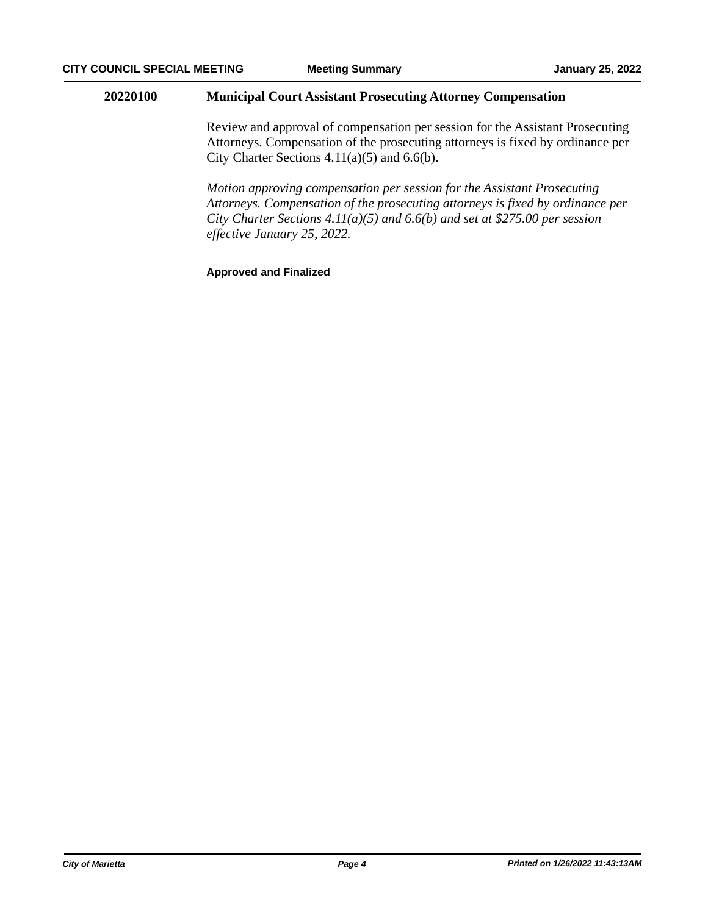**20220100** **Municipal Court Assistant Prosecuting Attorney Compensation**

Review and approval of compensation per session for the Assistant Prosecuting Attorneys. Compensation of the prosecuting attorneys is fixed by ordinance per City Charter Sections 4.11(a)(5) and 6.6(b).

*Motion approving compensation per session for the Assistant Prosecuting Attorneys. Compensation of the prosecuting attorneys is fixed by ordinance per City Charter Sections 4.11(a)(5) and 6.6(b) and set at $275.00 per session effective January 25, 2022.*

**Approved and Finalized**